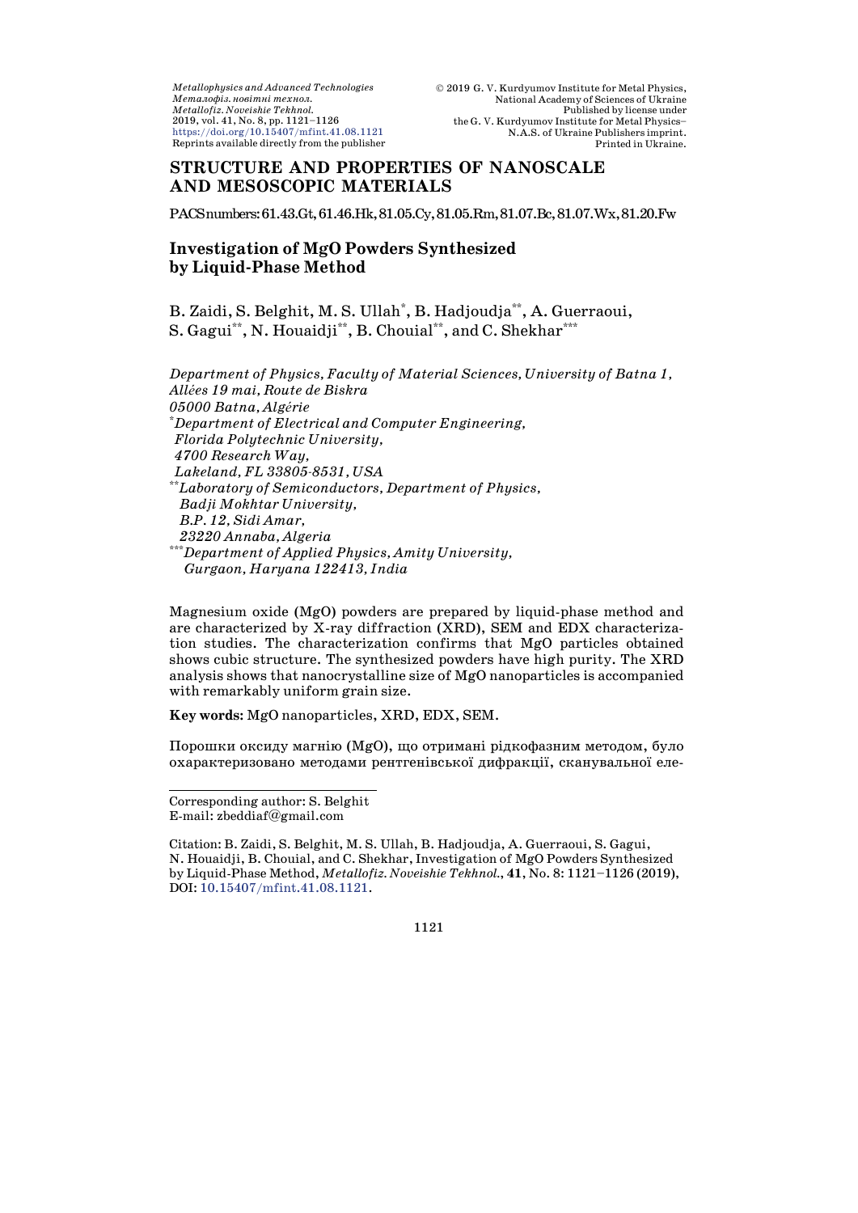## STRUCTURE AND PROPERTIES OF NANOSCALE AND MESOSCOPIC MATERIALS

PACS numbers: 61.43.Gt, 61.46.Hk, 81.05.Cy, 81.05.Rm, 81.07.Bc, 81.07.Wx, 81.20.Fw

# Investigation of MgO Powders Synthesized by Liquid-Phase Method

B. Zaidi, S. Belghit, M. S. Ullah[*], B. Hadjoudja[**], A. Guerraoui, S. Gagui[**], N. Houaidji[**], B. Chouial[**], and C. Shekhar[***]

*Department of Physics, Faculty of Material Sciences, University of Batna 1, Allées 19 mai, Route de Biskra*
*05000 Batna, Algérie*
[*]*Department of Electrical and Computer Engineering, Florida Polytechnic University, 4700 Research Way, Lakeland, FL 33805-8531, USA*
[**]*Laboratory of Semiconductors, Department of Physics, Badji Mokhtar University, B.P. 12, Sidi Amar, 23220 Annaba, Algeria*
[***]*Department of Applied Physics, Amity University, Gurgaon, Haryana 122413, India*

Magnesium oxide (MgO) powders are prepared by liquid-phase method and are characterized by X-ray diffraction (XRD), SEM and EDX characterization studies. The characterization confirms that MgO particles obtained shows cubic structure. The synthesized powders have high purity. The XRD analysis shows that nanocrystalline size of MgO nanoparticles is accompanied with remarkably uniform grain size.

**Key words:** MgO nanoparticles, XRD, EDX, SEM.

Порошки оксиду магнію (MgO), що отримані рідкофазним методом, було охарактеризовано методами рентгенівської дифракції, сканувальної еле-

---

Corresponding author: S. Belghit
E-mail: zbeddiaf@gmail.com

Citation: B. Zaidi, S. Belghit, M. S. Ullah, B. Hadjoudja, A. Guerraoui, S. Gagui, N. Houaidji, B. Chouial, and C. Shekhar, Investigation of MgO Powders Synthesized by Liquid-Phase Method, *Metallofiz. Noveishie Tekhnol.*, **41**, No. 8: 1121–1126 (2019), DOI: 10.15407/mfint.41.08.1121.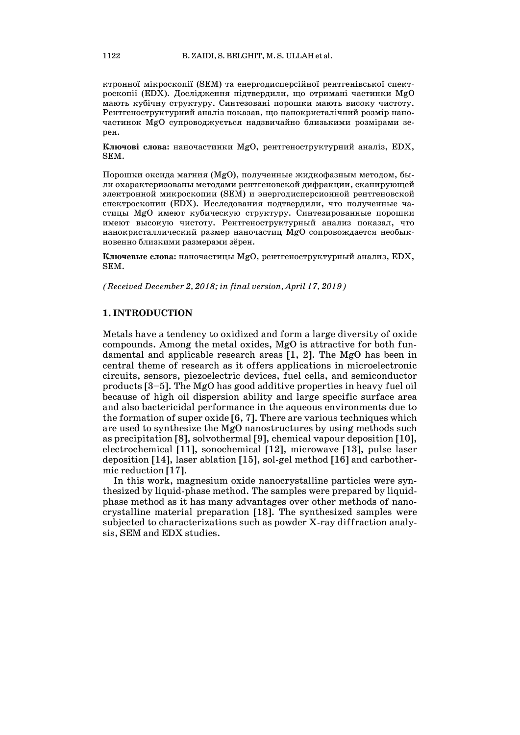ктронної мікроскопії (SEM) та енергодисперсійної рентгенівської спектроскопії (EDX). Дослідження підтвердили, що отримані частинки MgO мають кубічну структуру. Синтезовані порошки мають високу чистоту. Рентгеноструктурний аналіз показав, що нанокристалічний розмір наночастинок MgO супроводжується надзвичайно близькими розмірами зерен.

**Ключові слова:** наночастинки MgO, рентгеноструктурний аналіз, EDX, SEM.

Порошки оксида магния (MgO), полученные жидкофазным методом, были охарактеризованы методами рентгеновской дифракции, сканирующей электронной микроскопии (SEM) и энергодисперсионной рентгеновской спектроскопии (EDX). Исследования подтвердили, что полученные частицы MgO имеют кубическую структуру. Синтезированные порошки имеют высокую чистоту. Рентгеноструктурный анализ показал, что нанокристаллический размер наночастиц MgO сопровождается необыкновенно близкими размерами зёрен.

**Ключевые слова:** наночастицы MgO, рентгеноструктурный анализ, EDX, SEM.

*(Received December 2, 2018; in final version, April 17, 2019)*

## 1. INTRODUCTION

Metals have a tendency to oxidized and form a large diversity of oxide compounds. Among the metal oxides, MgO is attractive for both fundamental and applicable research areas [1, 2]. The MgO has been in central theme of research as it offers applications in microelectronic circuits, sensors, piezoelectric devices, fuel cells, and semiconductor products [3–5]. The MgO has good additive properties in heavy fuel oil because of high oil dispersion ability and large specific surface area and also bactericidal performance in the aqueous environments due to the formation of super oxide [6, 7]. There are various techniques which are used to synthesize the MgO nanostructures by using methods such as precipitation [8], solvothermal [9], chemical vapour deposition [10], electrochemical [11], sonochemical [12], microwave [13], pulse laser deposition [14], laser ablation [15], sol-gel method [16] and carbothermic reduction [17].

In this work, magnesium oxide nanocrystalline particles were synthesized by liquid-phase method. The samples were prepared by liquid-phase method as it has many advantages over other methods of nanocrystalline material preparation [18]. The synthesized samples were subjected to characterizations such as powder X-ray diffraction analysis, SEM and EDX studies.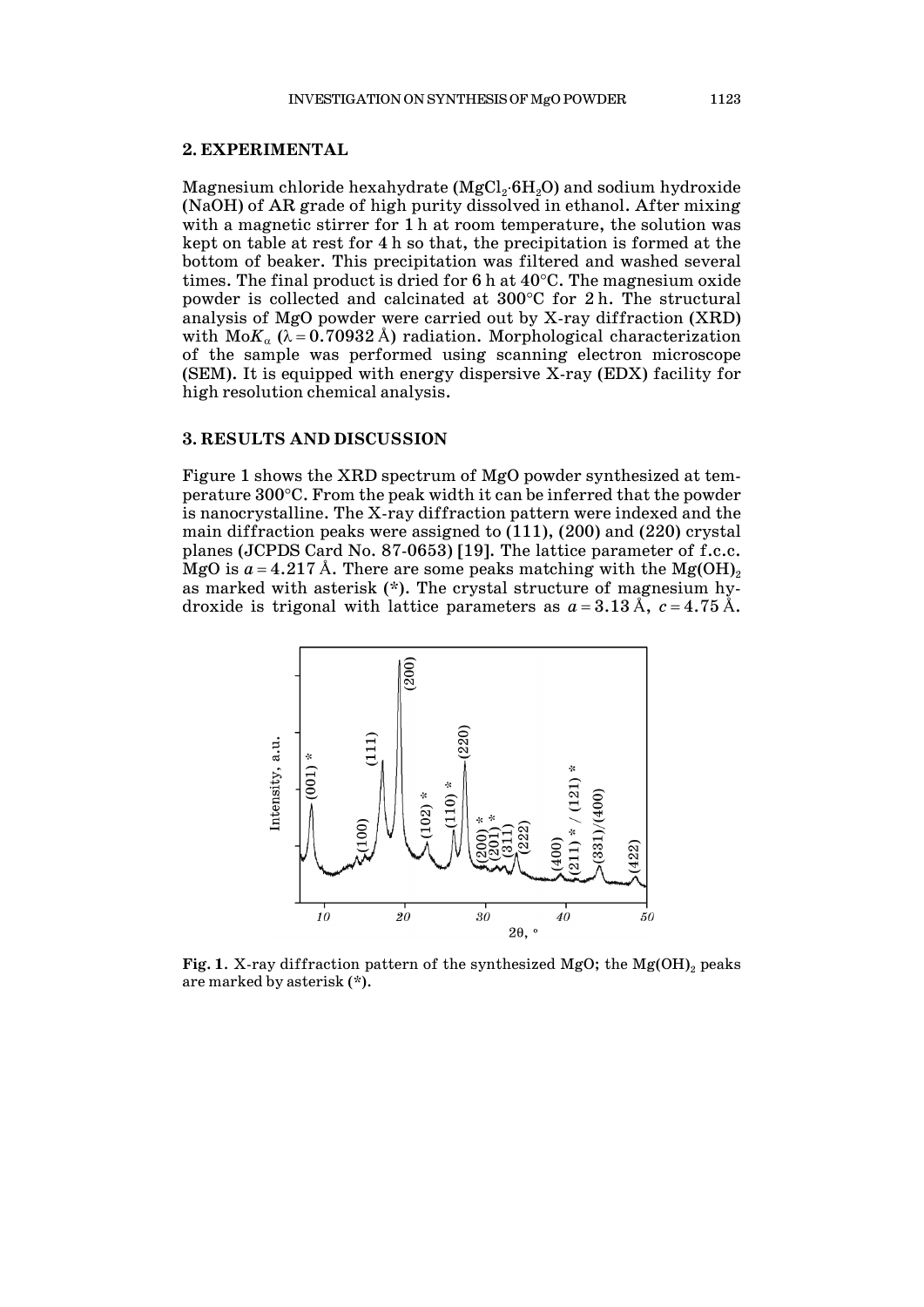## 2. EXPERIMENTAL

Magnesium chloride hexahydrate ($MgCl_2 \cdot 6H_2O$) and sodium hydroxide ($NaOH$) of AR grade of high purity dissolved in ethanol. After mixing with a magnetic stirrer for 1 h at room temperature, the solution was kept on table at rest for 4 h so that, the precipitation is formed at the bottom of beaker. This precipitation was filtered and washed several times. The final product is dried for 6 h at 40°C. The magnesium oxide powder is collected and calcinated at 300°C for 2 h. The structural analysis of MgO powder were carried out by X-ray diffraction (XRD) with Mo$K_\alpha$ ($\lambda = 0.70932$ Å) radiation. Morphological characterization of the sample was performed using scanning electron microscope (SEM). It is equipped with energy dispersive X-ray (EDX) facility for high resolution chemical analysis.

## 3. RESULTS AND DISCUSSION

Figure 1 shows the XRD spectrum of MgO powder synthesized at temperature 300°C. From the peak width it can be inferred that the powder is nanocrystalline. The X-ray diffraction pattern were indexed and the main diffraction peaks were assigned to (111), (200) and (220) crystal planes (JCPDS Card No. 87-0653) [19]. The lattice parameter of f.c.c. MgO is $a = 4.217$ Å. There are some peaks matching with the $Mg(OH)_2$ as marked with asterisk (*). The crystal structure of magnesium hydroxide is trigonal with lattice parameters as $a = 3.13$ Å, $c = 4.75$ Å.

**Fig. 1.** X-ray diffraction pattern of the synthesized MgO; the $Mg(OH)_2$ peaks are marked by asterisk (*).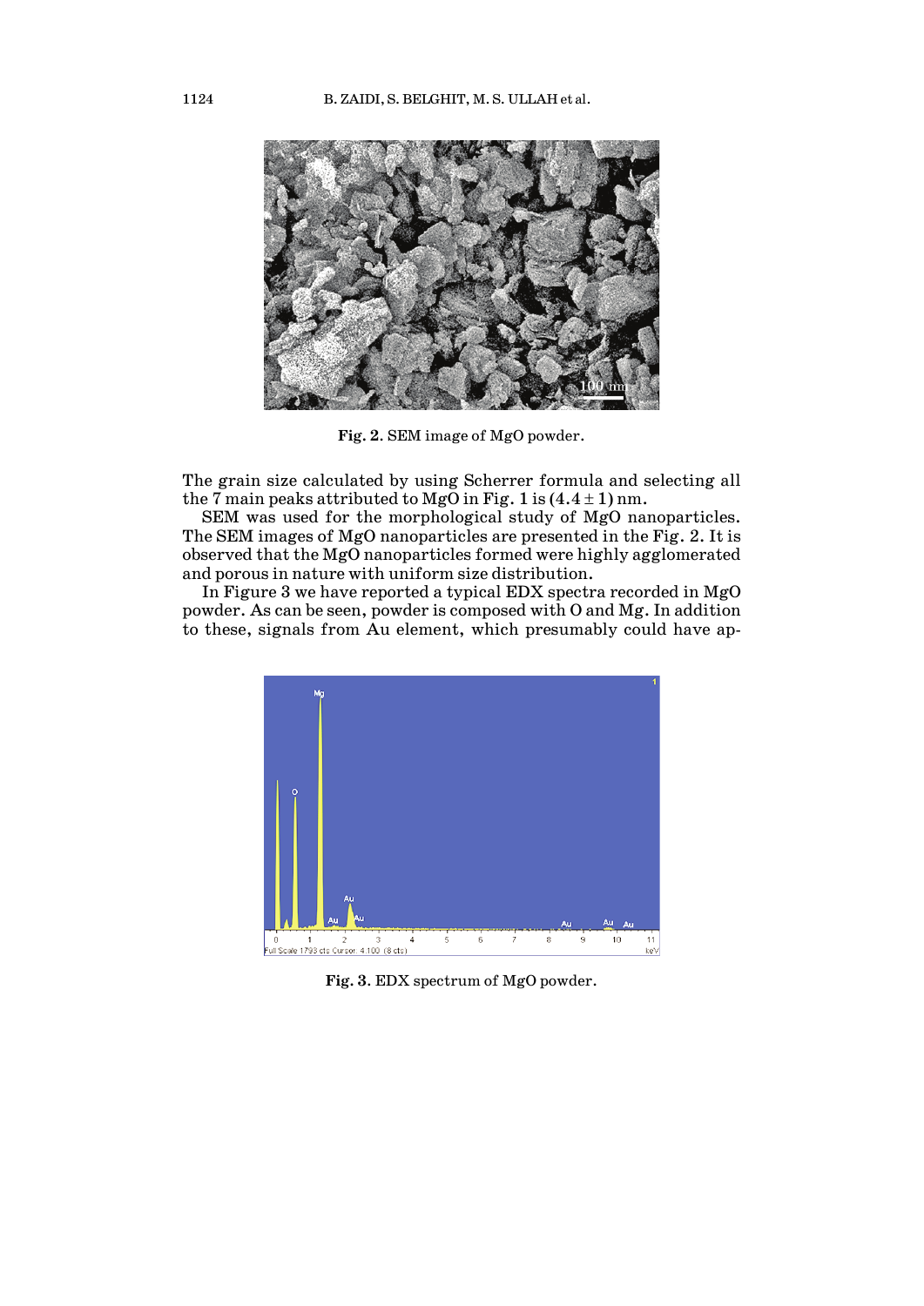Fig. 2. SEM image of MgO powder.

The grain size calculated by using Scherrer formula and selecting all the 7 main peaks attributed to MgO in Fig. 1 is $(4.4 \pm 1)$ nm.

SEM was used for the morphological study of MgO nanoparticles. The SEM images of MgO nanoparticles are presented in the Fig. 2. It is observed that the MgO nanoparticles formed were highly agglomerated and porous in nature with uniform size distribution.

In Figure 3 we have reported a typical EDX spectra recorded in MgO powder. As can be seen, powder is composed with O and Mg. In addition to these, signals from Au element, which presumably could have ap-

Fig. 3. EDX spectrum of MgO powder.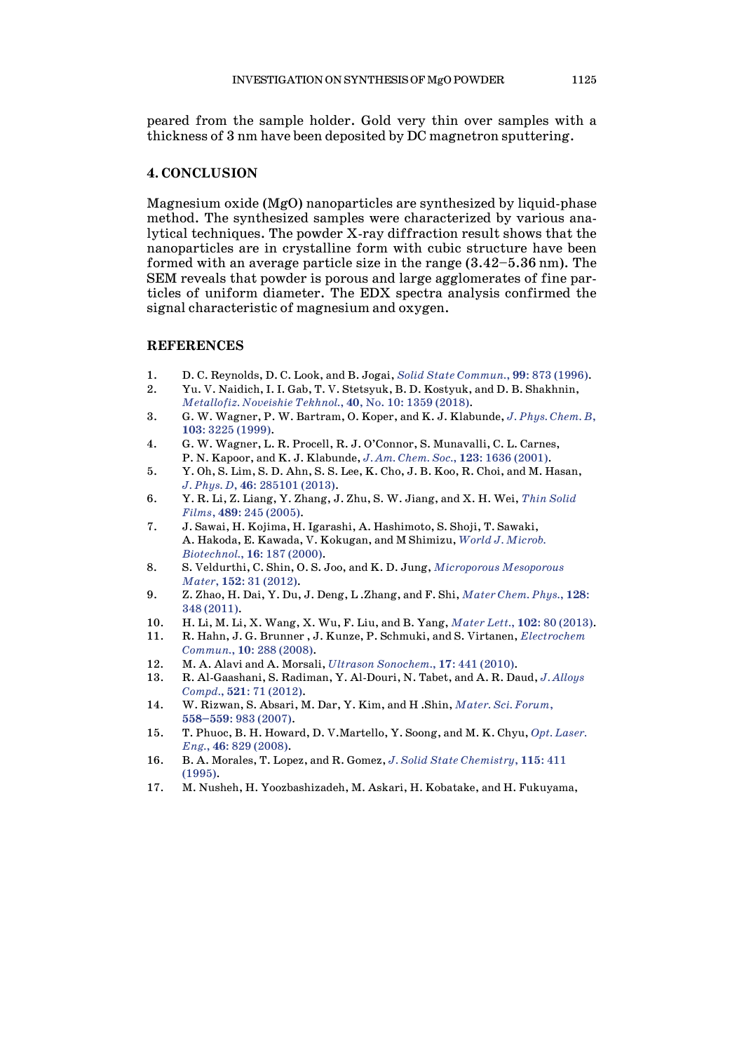peared from the sample holder. Gold very thin over samples with a thickness of 3 nm have been deposited by DC magnetron sputtering.

## 4. CONCLUSION

Magnesium oxide (MgO) nanoparticles are synthesized by liquid-phase method. The synthesized samples were characterized by various analytical techniques. The powder X-ray diffraction result shows that the nanoparticles are in crystalline form with cubic structure have been formed with an average particle size in the range (3.42–5.36 nm). The SEM reveals that powder is porous and large agglomerates of fine particles of uniform diameter. The EDX spectra analysis confirmed the signal characteristic of magnesium and oxygen.

## REFERENCES

1. D. C. Reynolds, D. C. Look, and B. Jogai, *Solid State Commun.*, **99**: 873 (1996).
2. Yu. V. Naidich, I. I. Gab, T. V. Stetsyuk, B. D. Kostyuk, and D. B. Shakhnin, *Metallofiz. Noveishie Tekhnol.*, **40**, No. 10: 1359 (2018).
3. G. W. Wagner, P. W. Bartram, O. Koper, and K. J. Klabunde, *J. Phys. Chem. B*, **103**: 3225 (1999).
4. G. W. Wagner, L. R. Procell, R. J. O'Connor, S. Munavalli, C. L. Carnes, P. N. Kapoor, and K. J. Klabunde, *J. Am. Chem. Soc.*, **123**: 1636 (2001).
5. Y. Oh, S. Lim, S. D. Ahn, S. S. Lee, K. Cho, J. B. Koo, R. Choi, and M. Hasan, *J. Phys. D*, **46**: 285101 (2013).
6. Y. R. Li, Z. Liang, Y. Zhang, J. Zhu, S. W. Jiang, and X. H. Wei, *Thin Solid Films*, **489**: 245 (2005).
7. J. Sawai, H. Kojima, H. Igarashi, A. Hashimoto, S. Shoji, T. Sawaki, A. Hakoda, E. Kawada, V. Kokugan, and M Shimizu, *World J. Microb. Biotechnol.*, **16**: 187 (2000).
8. S. Veldurthi, C. Shin, O. S. Joo, and K. D. Jung, *Microporous Mesoporous Mater*, **152**: 31 (2012).
9. Z. Zhao, H. Dai, Y. Du, J. Deng, L .Zhang, and F. Shi, *Mater Chem. Phys.*, **128**: 348 (2011).
10. H. Li, M. Li, X. Wang, X. Wu, F. Liu, and B. Yang, *Mater Lett.*, **102**: 80 (2013).
11. R. Hahn, J. G. Brunner , J. Kunze, P. Schmuki, and S. Virtanen, *Electrochem Commun.*, **10**: 288 (2008).
12. M. A. Alavi and A. Morsali, *Ultrason Sonochem.*, **17**: 441 (2010).
13. R. Al-Gaashani, S. Radiman, Y. Al-Douri, N. Tabet, and A. R. Daud, *J. Alloys Compd.*, **521**: 71 (2012).
14. W. Rizwan, S. Absari, M. Dar, Y. Kim, and H .Shin, *Mater. Sci. Forum*, **558–559**: 983 (2007).
15. T. Phuoc, B. H. Howard, D. V.Martello, Y. Soong, and M. K. Chyu, *Opt. Laser. Eng.*, **46**: 829 (2008).
16. B. A. Morales, T. Lopez, and R. Gomez, *J. Solid State Chemistry*, **115**: 411 (1995).
17. M. Nusheh, H. Yoozbashizadeh, M. Askari, H. Kobatake, and H. Fukuyama,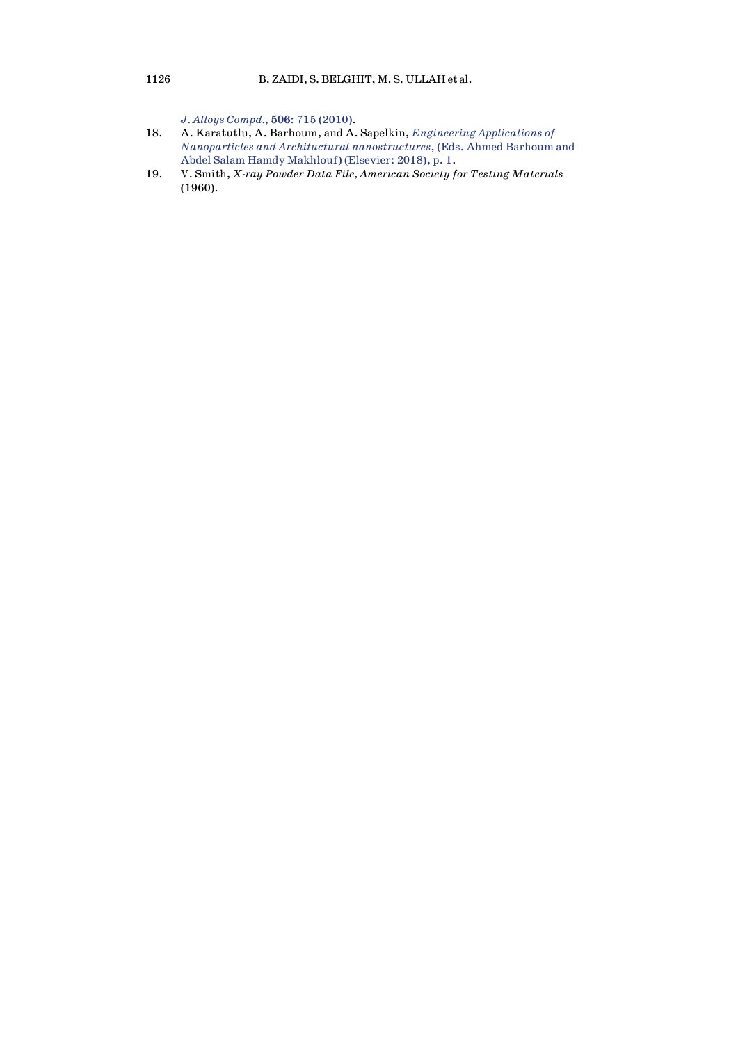*J. Alloys Compd.*, **506**: 715 (2010).

18. A. Karatutlu, A. Barhoum, and A. Sapelkin, *Engineering Applications of Nanoparticles and Architectural nanostructures*, (Eds. Ahmed Barhoum and Abdel Salam Hamdy Makhlouf) (Elsevier: 2018), p. 1.
19. V. Smith, *X-ray Powder Data File, American Society for Testing Materials* (1960).